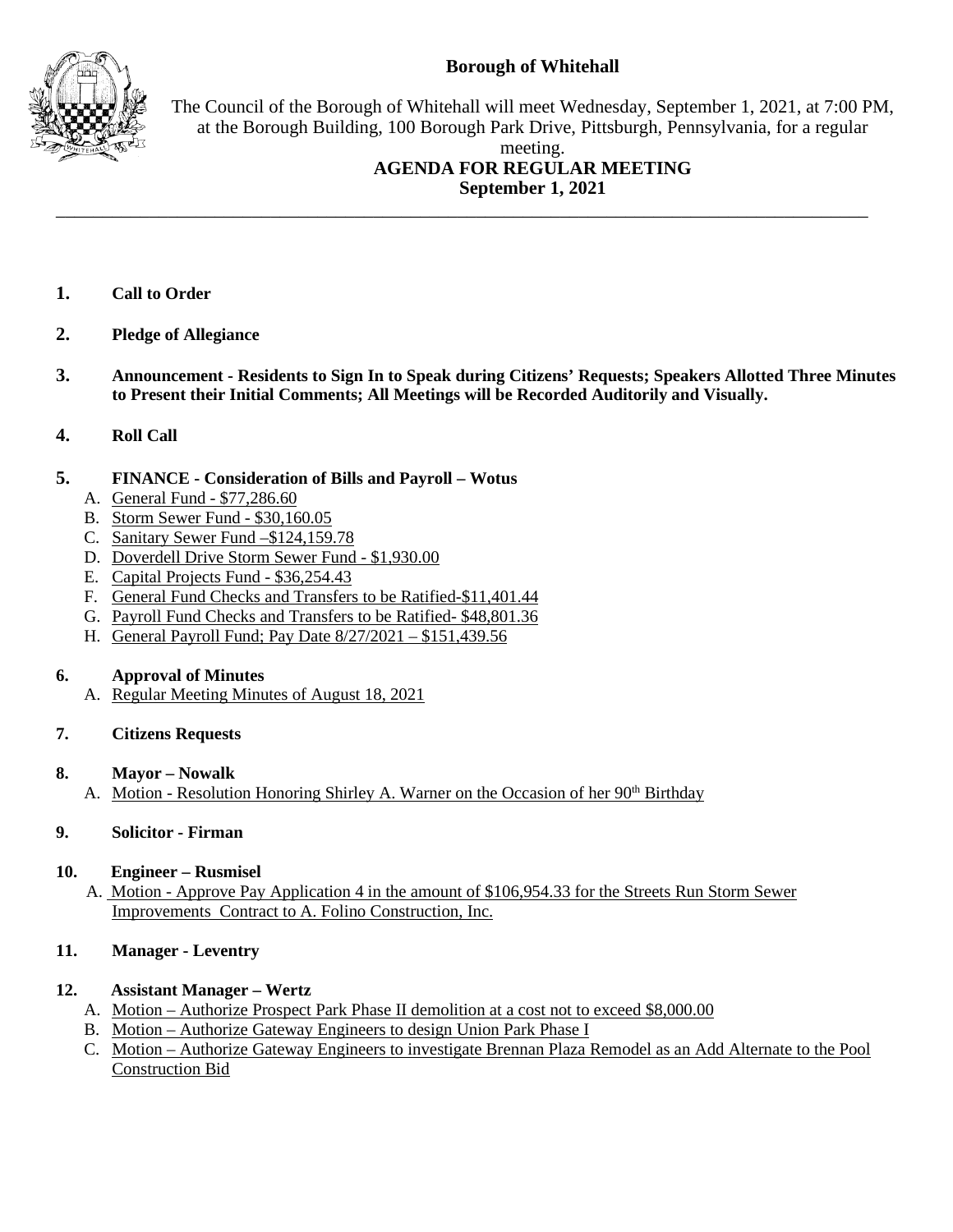# Borough of Whitehall

The Council of the Borough of Whitehall will meet Wednesday, September 1, 2021, at 7:00 PM, at the Borough Building, 100 Borough Park Drive, Pittsburgh, Pennsylvania, for a regular meeting.

## AGENDA FOR REGULAR MEETING
## September 1, 2021

---

**1. Call to Order**

**2. Pledge of Allegiance**

**3. Announcement - Residents to Sign In to Speak during Citizens' Requests; Speakers Allotted Three Minutes to Present their Initial Comments; All Meetings will be Recorded Auditorily and Visually.**

**4. Roll Call**

**5. FINANCE - Consideration of Bills and Payroll – Wotus**

A. General Fund - $77,286.60
B. Storm Sewer Fund - $30,160.05
C. Sanitary Sewer Fund –$124,159.78
D. Doverdell Drive Storm Sewer Fund - $1,930.00
E. Capital Projects Fund - $36,254.43
F. General Fund Checks and Transfers to be Ratified-$11,401.44
G. Payroll Fund Checks and Transfers to be Ratified- $48,801.36
H. General Payroll Fund; Pay Date 8/27/2021 – $151,439.56

**6. Approval of Minutes**

A. Regular Meeting Minutes of August 18, 2021

**7. Citizens Requests**

**8. Mayor – Nowalk**

A. Motion - Resolution Honoring Shirley A. Warner on the Occasion of her 90th Birthday

**9. Solicitor - Firman**

**10. Engineer – Rusmisel**

A. Motion - Approve Pay Application 4 in the amount of $106,954.33 for the Streets Run Storm Sewer Improvements Contract to A. Folino Construction, Inc.

**11. Manager - Leventry**

**12. Assistant Manager – Wertz**

A. Motion – Authorize Prospect Park Phase II demolition at a cost not to exceed $8,000.00
B. Motion – Authorize Gateway Engineers to design Union Park Phase I
C. Motion – Authorize Gateway Engineers to investigate Brennan Plaza Remodel as an Add Alternate to the Pool Construction Bid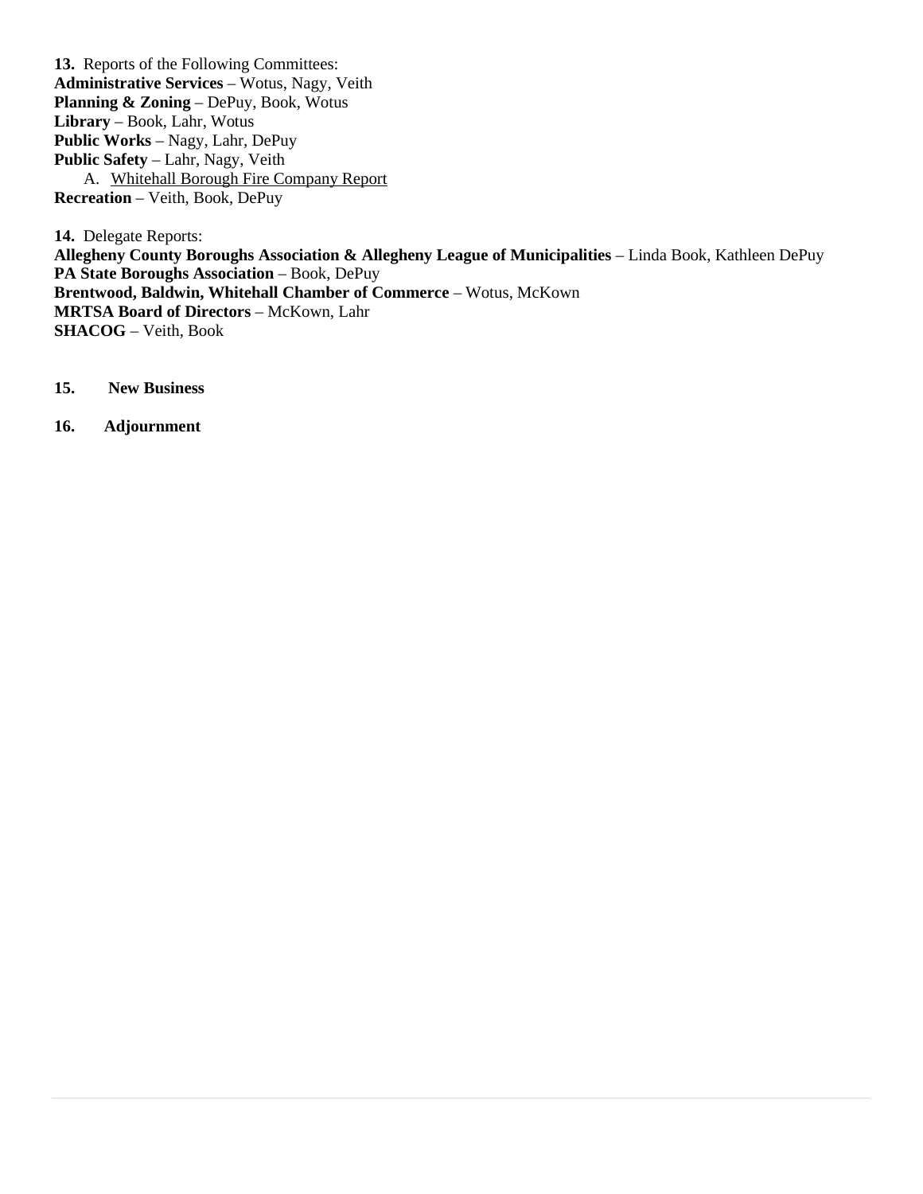**13.** Reports of the Following Committees:
**Administrative Services** – Wotus, Nagy, Veith
**Planning & Zoning** – DePuy, Book, Wotus
**Library** – Book, Lahr, Wotus
**Public Works** – Nagy, Lahr, DePuy
**Public Safety** – Lahr, Nagy, Veith

A. Whitehall Borough Fire Company Report

**Recreation** – Veith, Book, DePuy

**14.** Delegate Reports:
**Allegheny County Boroughs Association & Allegheny League of Municipalities** – Linda Book, Kathleen DePuy
**PA State Boroughs Association** – Book, DePuy
**Brentwood, Baldwin, Whitehall Chamber of Commerce** – Wotus, McKown
**MRTSA Board of Directors** – McKown, Lahr
**SHACOG** – Veith, Book

**15. New Business**

**16. Adjournment**